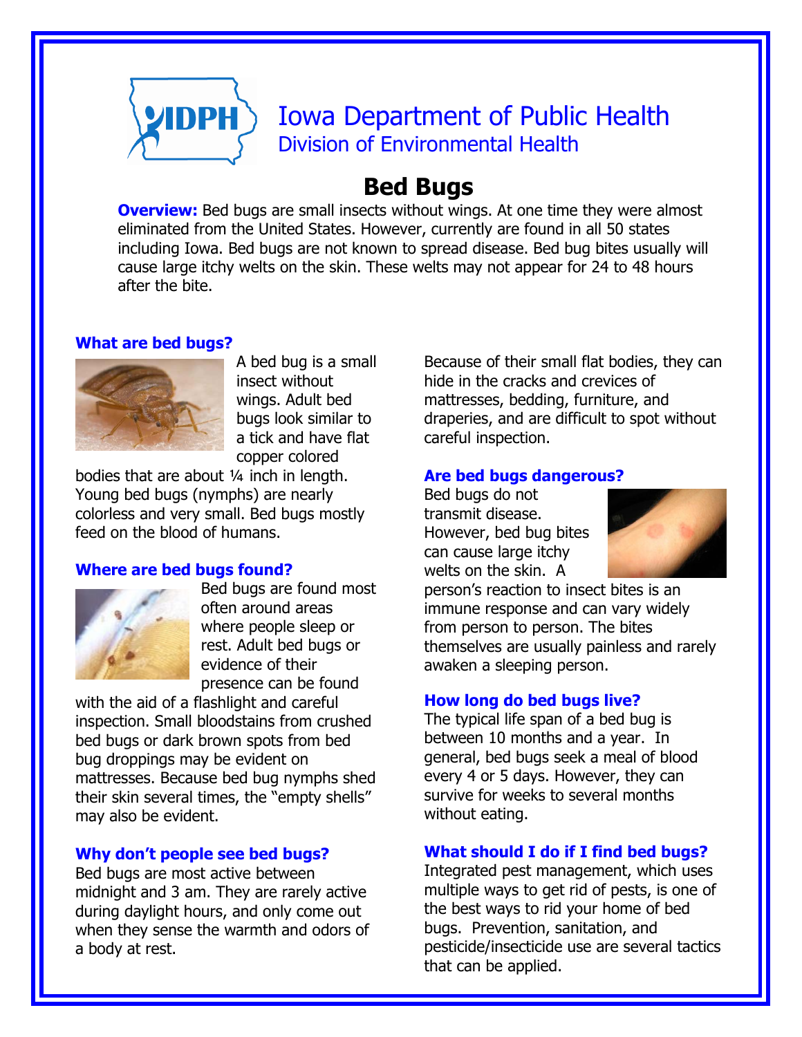# Iowa Department of Public Health
## Division of Environmental Health

# Bed Bugs

**Overview:** Bed bugs are small insects without wings. At one time they were almost eliminated from the United States. However, currently are found in all 50 states including Iowa. Bed bugs are not known to spread disease. Bed bug bites usually will cause large itchy welts on the skin. These welts may not appear for 24 to 48 hours after the bite.

### What are bed bugs?

A bed bug is a small insect without wings. Adult bed bugs look similar to a tick and have flat copper colored bodies that are about ¼ inch in length. Young bed bugs (nymphs) are nearly colorless and very small. Bed bugs mostly feed on the blood of humans.

### Where are bed bugs found?

Bed bugs are found most often around areas where people sleep or rest. Adult bed bugs or evidence of their presence can be found with the aid of a flashlight and careful inspection. Small bloodstains from crushed bed bugs or dark brown spots from bed bug droppings may be evident on mattresses. Because bed bug nymphs shed their skin several times, the "empty shells" may also be evident.

### Why don't people see bed bugs?

Bed bugs are most active between midnight and 3 am. They are rarely active during daylight hours, and only come out when they sense the warmth and odors of a body at rest.

Because of their small flat bodies, they can hide in the cracks and crevices of mattresses, bedding, furniture, and draperies, and are difficult to spot without careful inspection.

### Are bed bugs dangerous?

Bed bugs do not transmit disease. However, bed bug bites can cause large itchy welts on the skin. A person's reaction to insect bites is an immune response and can vary widely from person to person. The bites themselves are usually painless and rarely awaken a sleeping person.

### How long do bed bugs live?

The typical life span of a bed bug is between 10 months and a year. In general, bed bugs seek a meal of blood every 4 or 5 days. However, they can survive for weeks to several months without eating.

### What should I do if I find bed bugs?

Integrated pest management, which uses multiple ways to get rid of pests, is one of the best ways to rid your home of bed bugs. Prevention, sanitation, and pesticide/insecticide use are several tactics that can be applied.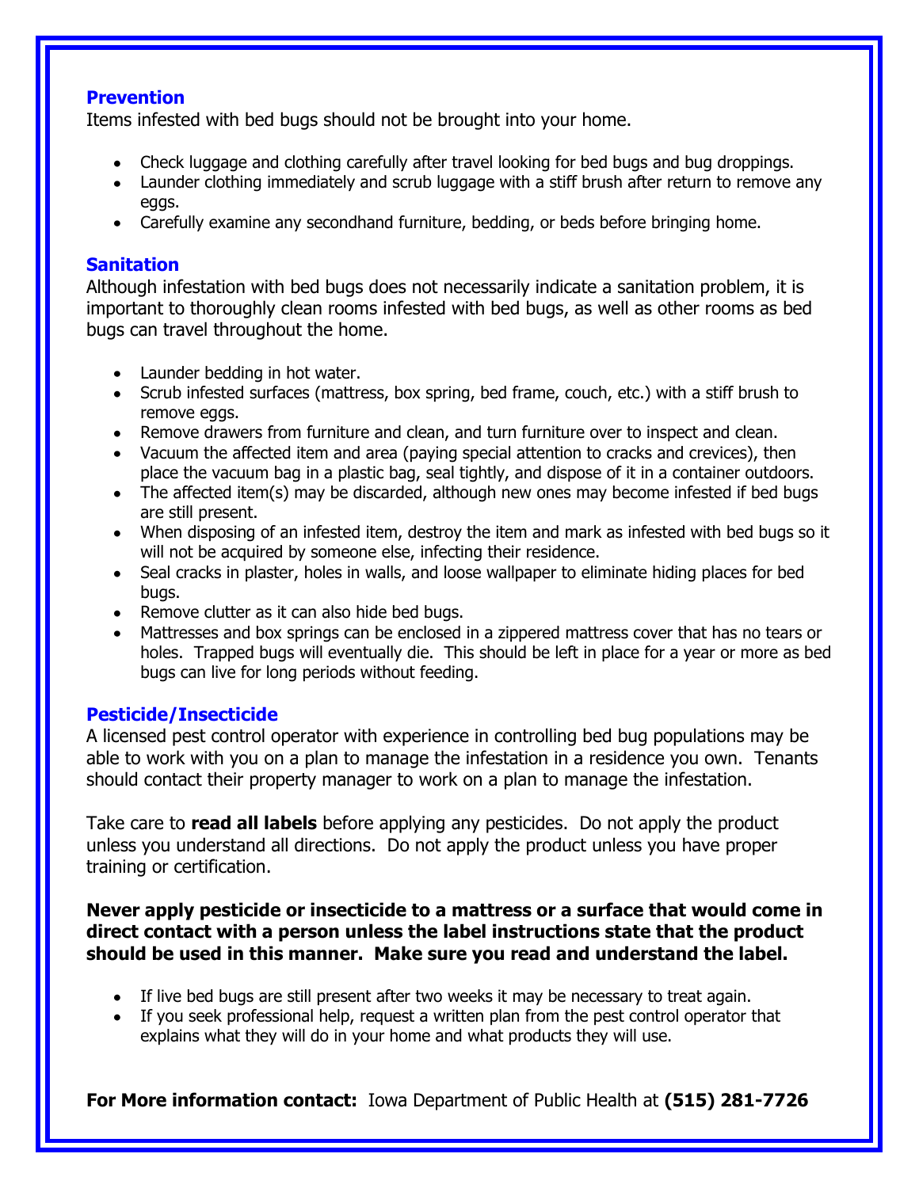### Prevention

Items infested with bed bugs should not be brought into your home.

- Check luggage and clothing carefully after travel looking for bed bugs and bug droppings.
- Launder clothing immediately and scrub luggage with a stiff brush after return to remove any eggs.
- Carefully examine any secondhand furniture, bedding, or beds before bringing home.

### Sanitation

Although infestation with bed bugs does not necessarily indicate a sanitation problem, it is important to thoroughly clean rooms infested with bed bugs, as well as other rooms as bed bugs can travel throughout the home.

- Launder bedding in hot water.
- Scrub infested surfaces (mattress, box spring, bed frame, couch, etc.) with a stiff brush to remove eggs.
- Remove drawers from furniture and clean, and turn furniture over to inspect and clean.
- Vacuum the affected item and area (paying special attention to cracks and crevices), then place the vacuum bag in a plastic bag, seal tightly, and dispose of it in a container outdoors.
- The affected item(s) may be discarded, although new ones may become infested if bed bugs are still present.
- When disposing of an infested item, destroy the item and mark as infested with bed bugs so it will not be acquired by someone else, infecting their residence.
- Seal cracks in plaster, holes in walls, and loose wallpaper to eliminate hiding places for bed bugs.
- Remove clutter as it can also hide bed bugs.
- Mattresses and box springs can be enclosed in a zippered mattress cover that has no tears or holes. Trapped bugs will eventually die. This should be left in place for a year or more as bed bugs can live for long periods without feeding.

### Pesticide/Insecticide

A licensed pest control operator with experience in controlling bed bug populations may be able to work with you on a plan to manage the infestation in a residence you own. Tenants should contact their property manager to work on a plan to manage the infestation.

Take care to **read all labels** before applying any pesticides. Do not apply the product unless you understand all directions. Do not apply the product unless you have proper training or certification.

**Never apply pesticide or insecticide to a mattress or a surface that would come in direct contact with a person unless the label instructions state that the product should be used in this manner. Make sure you read and understand the label.**

- If live bed bugs are still present after two weeks it may be necessary to treat again.
- If you seek professional help, request a written plan from the pest control operator that explains what they will do in your home and what products they will use.

**For More information contact:** Iowa Department of Public Health at **(515) 281-7726**